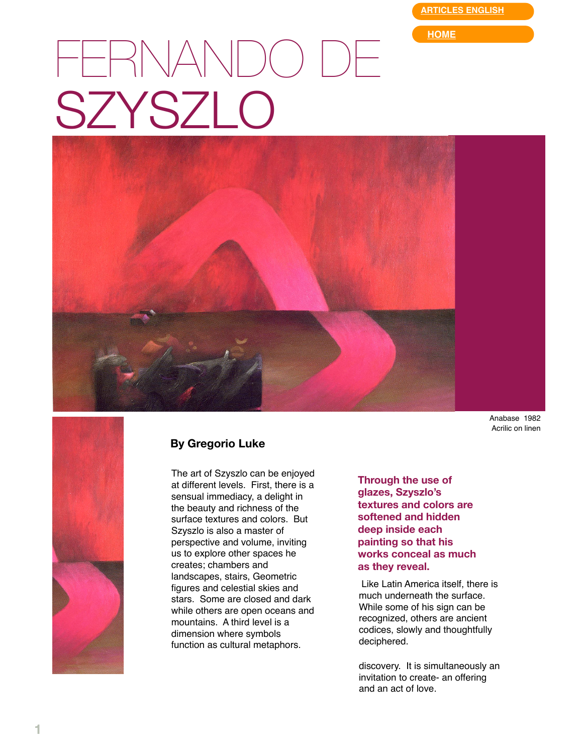ARTICLES ENGLISH

HOME

# FERNANDO DE SZYSZLO

Anabase 1982
Acrilic on linen

**By Gregorio Luke**

The art of Szyszlo can be enjoyed at different levels. First, there is a sensual immediacy, a delight in the beauty and richness of the surface textures and colors. But Szyszlo is also a master of perspective and volume, inviting us to explore other spaces he creates; chambers and landscapes, stairs, Geometric figures and celestial skies and stars. Some are closed and dark while others are open oceans and mountains. A third level is a dimension where symbols function as cultural metaphors.

**Through the use of glazes, Szyszlo's textures and colors are softened and hidden deep inside each painting so that his works conceal as much as they reveal.**

Like Latin America itself, there is much underneath the surface. While some of his sign can be recognized, others are ancient codices, slowly and thoughtfully deciphered.

discovery. It is simultaneously an invitation to create- an offering and an act of love.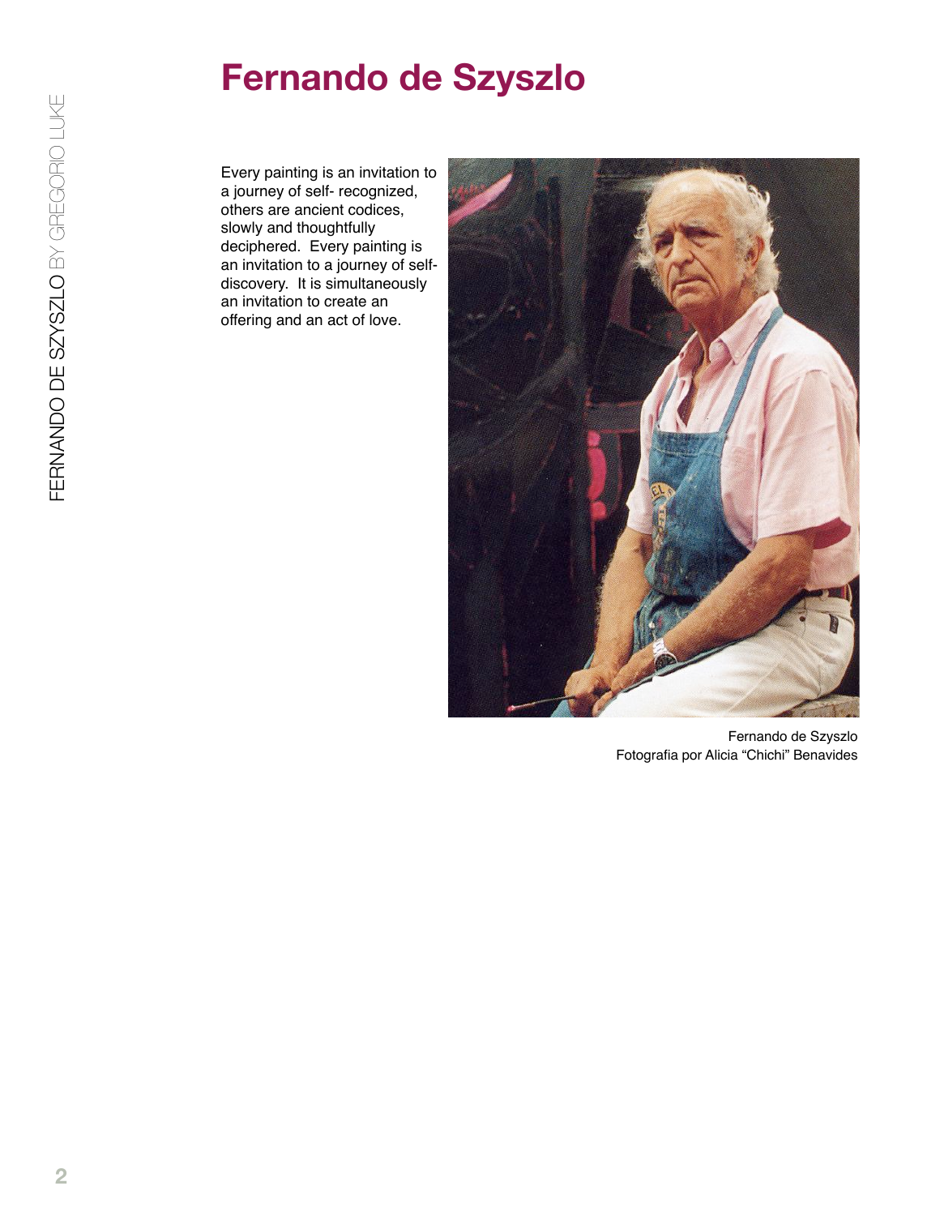# Fernando de Szyszlo

Every painting is an invitation to a journey of self- recognized, others are ancient codices, slowly and thoughtfully deciphered. Every painting is an invitation to a journey of self-discovery. It is simultaneously an invitation to create an offering and an act of love.

Fernando de Szyszlo
Fotografia por Alicia "Chichi" Benavides